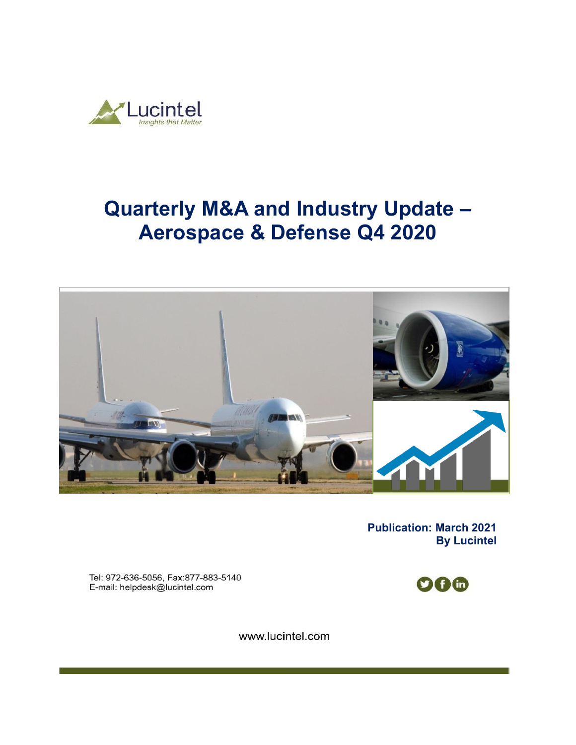Lucintel

*Insights that Matter*

# Quarterly M&A and Industry Update – Aerospace & Defense Q4 2020

**Publication: March 2021**
**By Lucintel**

Tel: 972-636-5056, Fax:877-883-5140
E-mail: helpdesk@lucintel.com

www.lucintel.com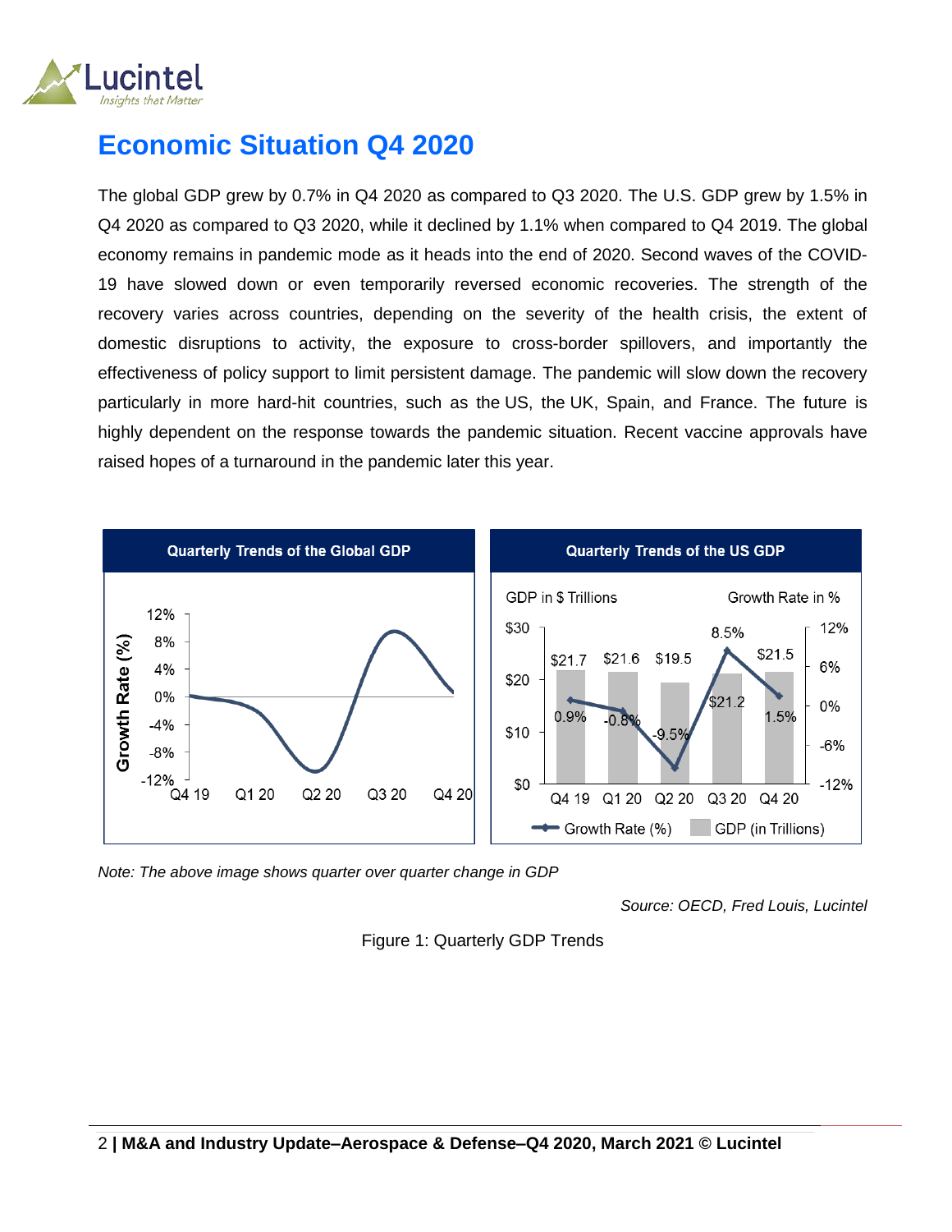# Economic Situation Q4 2020

The global GDP grew by 0.7% in Q4 2020 as compared to Q3 2020. The U.S. GDP grew by 1.5% in Q4 2020 as compared to Q3 2020, while it declined by 1.1% when compared to Q4 2019. The global economy remains in pandemic mode as it heads into the end of 2020. Second waves of the COVID-19 have slowed down or even temporarily reversed economic recoveries. The strength of the recovery varies across countries, depending on the severity of the health crisis, the extent of domestic disruptions to activity, the exposure to cross-border spillovers, and importantly the effectiveness of policy support to limit persistent damage. The pandemic will slow down the recovery particularly in more hard-hit countries, such as the US, the UK, Spain, and France. The future is highly dependent on the response towards the pandemic situation. Recent vaccine approvals have raised hopes of a turnaround in the pandemic later this year.

**Quarterly Trends of the Global GDP**

**Quarterly Trends of the US GDP**

| Quarter | GDP (in $ Trillions) | Growth Rate (%) |
|---|---|---|
| Q4 19 | $21.7 | 0.9% |
| Q1 20 | $21.6 | -0.8% |
| Q2 20 | $19.5 | -9.5% |
| Q3 20 | $21.2 | 8.5% |
| Q4 20 | $21.5 | 1.5% |

*Note: The above image shows quarter over quarter change in GDP*

*Source: OECD, Fred Louis, Lucintel*

Figure 1: Quarterly GDP Trends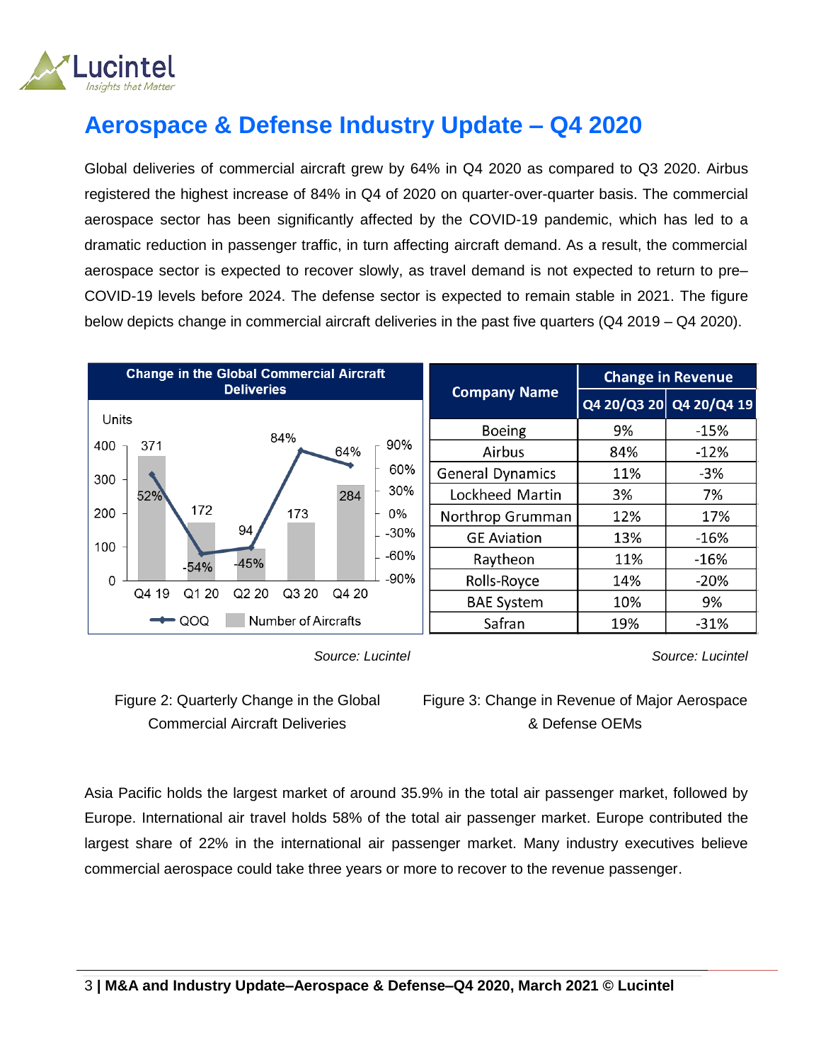## Aerospace & Defense Industry Update – Q4 2020

Global deliveries of commercial aircraft grew by 64% in Q4 2020 as compared to Q3 2020. Airbus registered the highest increase of 84% in Q4 of 2020 on quarter-over-quarter basis. The commercial aerospace sector has been significantly affected by the COVID-19 pandemic, which has led to a dramatic reduction in passenger traffic, in turn affecting aircraft demand. As a result, the commercial aerospace sector is expected to recover slowly, as travel demand is not expected to return to pre–COVID-19 levels before 2024. The defense sector is expected to remain stable in 2021. The figure below depicts change in commercial aircraft deliveries in the past five quarters (Q4 2019 – Q4 2020).

**Change in the Global Commercial Aircraft Deliveries**

| Quarter | Number of Aircrafts | QOQ |
| --- | --- | --- |
| Q4 19 | 371 | 52% |
| Q1 20 | 172 | -54% |
| Q2 20 | 94 | -45% |
| Q3 20 | 173 | 84% |
| Q4 20 | 284 | 64% |

*Source: Lucintel*

Figure 2: Quarterly Change in the Global Commercial Aircraft Deliveries

| Company Name | Change in Revenue | |
| --- | --- | --- |
| | Q4 20/Q3 20 | Q4 20/Q4 19 |
| Boeing | 9% | -15% |
| Airbus | 84% | -12% |
| General Dynamics | 11% | -3% |
| Lockheed Martin | 3% | 7% |
| Northrop Grumman | 12% | 17% |
| GE Aviation | 13% | -16% |
| Raytheon | 11% | -16% |
| Rolls-Royce | 14% | -20% |
| BAE System | 10% | 9% |
| Safran | 19% | -31% |

*Source: Lucintel*

Figure 3: Change in Revenue of Major Aerospace & Defense OEMs

Asia Pacific holds the largest market of around 35.9% in the total air passenger market, followed by Europe. International air travel holds 58% of the total air passenger market. Europe contributed the largest share of 22% in the international air passenger market. Many industry executives believe commercial aerospace could take three years or more to recover to the revenue passenger.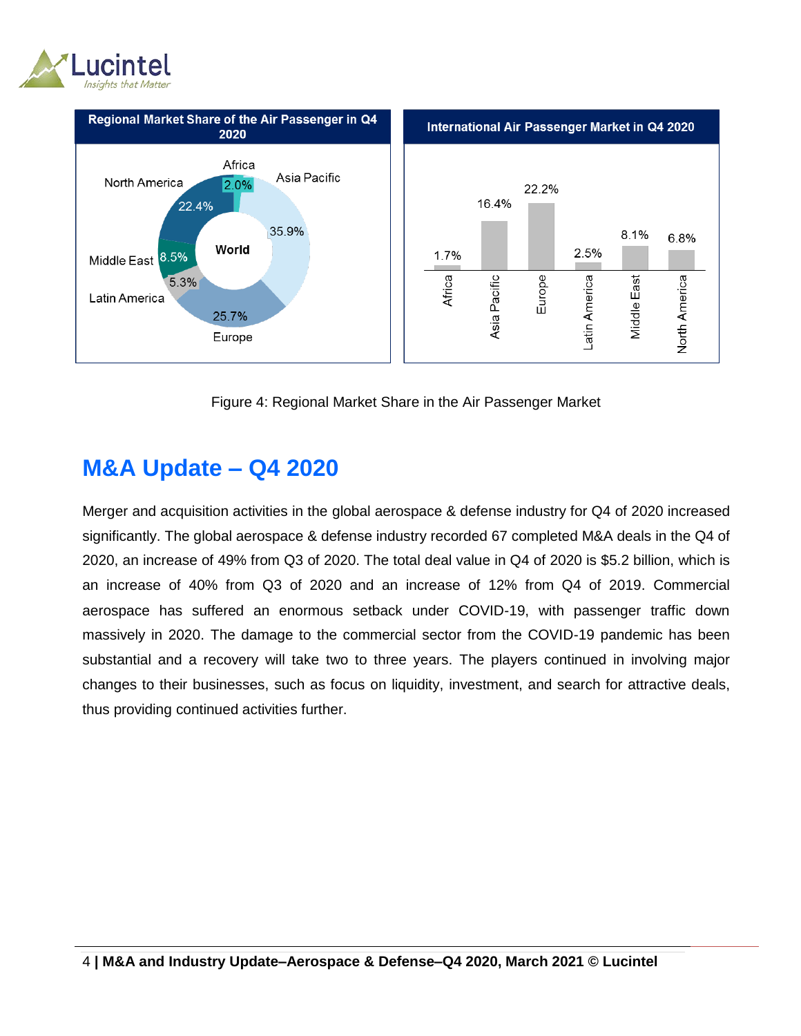**Regional Market Share of the Air Passenger in Q4 2020**

| Region | Share |
|---|---|
| Africa | 2.0% |
| Asia Pacific | 35.9% |
| Europe | 25.7% |
| Latin America | 5.3% |
| Middle East | 8.5% |
| North America | 22.4% |

**International Air Passenger Market in Q4 2020**

| Region | Value |
|---|---|
| Africa | 1.7% |
| Asia Pacific | 16.4% |
| Europe | 22.2% |
| Latin America | 2.5% |
| Middle East | 8.1% |
| North America | 6.8% |

Figure 4: Regional Market Share in the Air Passenger Market

## M&A Update – Q4 2020

Merger and acquisition activities in the global aerospace & defense industry for Q4 of 2020 increased significantly. The global aerospace & defense industry recorded 67 completed M&A deals in the Q4 of 2020, an increase of 49% from Q3 of 2020. The total deal value in Q4 of 2020 is $5.2 billion, which is an increase of 40% from Q3 of 2020 and an increase of 12% from Q4 of 2019. Commercial aerospace has suffered an enormous setback under COVID-19, with passenger traffic down massively in 2020. The damage to the commercial sector from the COVID-19 pandemic has been substantial and a recovery will take two to three years. The players continued in involving major changes to their businesses, such as focus on liquidity, investment, and search for attractive deals, thus providing continued activities further.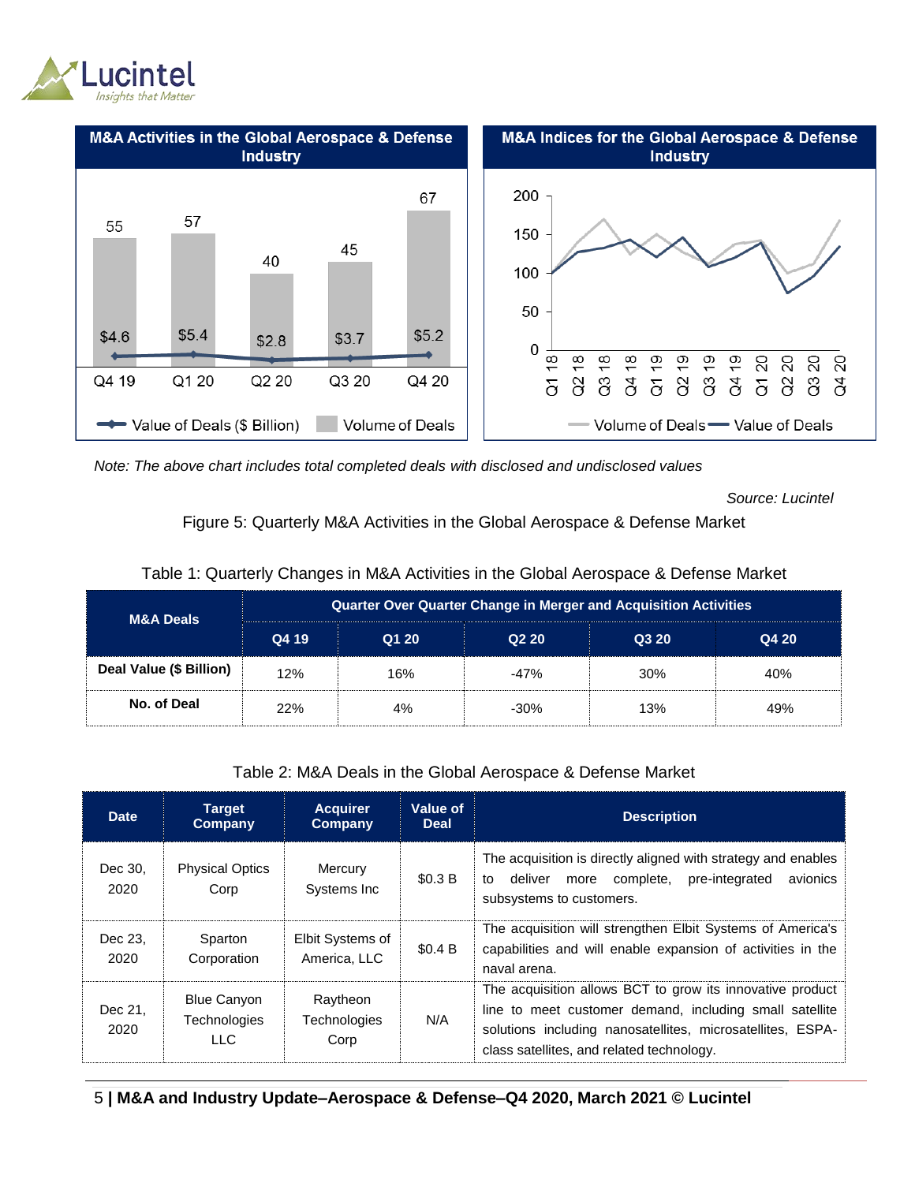**M&A Activities in the Global Aerospace & Defense Industry**

| | Q4 19 | Q1 20 | Q2 20 | Q3 20 | Q4 20 |
|---|---|---|---|---|---|
| Volume of Deals | 55 | 57 | 40 | 45 | 67 |
| Value of Deals ($ Billion) | $4.6 | $5.4 | $2.8 | $3.7 | $5.2 |

**M&A Indices for the Global Aerospace & Defense Industry**

Legend: Volume of Deals, Value of Deals

*Note: The above chart includes total completed deals with disclosed and undisclosed values*

*Source: Lucintel*

Figure 5: Quarterly M&A Activities in the Global Aerospace & Defense Market

Table 1: Quarterly Changes in M&A Activities in the Global Aerospace & Defense Market

| M&A Deals | Quarter Over Quarter Change in Merger and Acquisition Activities | | | | |
|---|---|---|---|---|---|
| | Q4 19 | Q1 20 | Q2 20 | Q3 20 | Q4 20 |
| **Deal Value ($ Billion)** | 12% | 16% | -47% | 30% | 40% |
| **No. of Deal** | 22% | 4% | -30% | 13% | 49% |

Table 2: M&A Deals in the Global Aerospace & Defense Market

| Date | Target Company | Acquirer Company | Value of Deal | Description |
|---|---|---|---|---|
| Dec 30, 2020 | Physical Optics Corp | Mercury Systems Inc | $0.3 B | The acquisition is directly aligned with strategy and enables to deliver more complete, pre-integrated avionics subsystems to customers. |
| Dec 23, 2020 | Sparton Corporation | Elbit Systems of America, LLC | $0.4 B | The acquisition will strengthen Elbit Systems of America's capabilities and will enable expansion of activities in the naval arena. |
| Dec 21, 2020 | Blue Canyon Technologies LLC | Raytheon Technologies Corp | N/A | The acquisition allows BCT to grow its innovative product line to meet customer demand, including small satellite solutions including nanosatellites, microsatellites, ESPA-class satellites, and related technology. |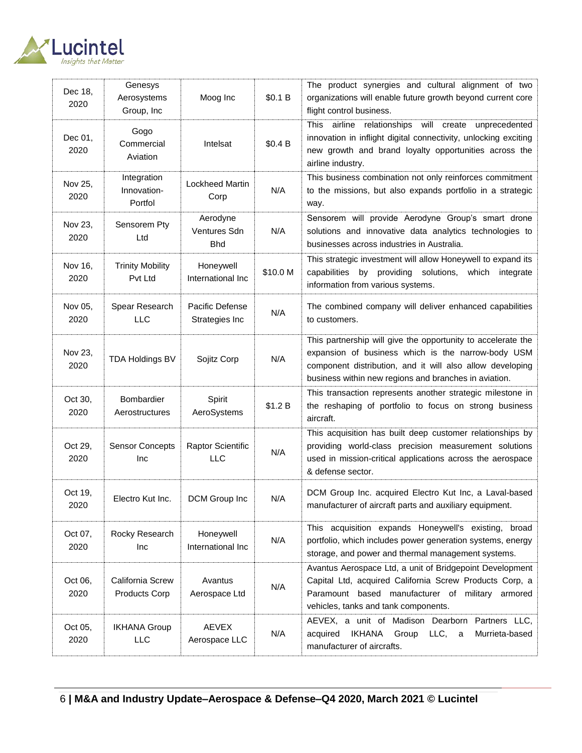| Dec 18, 2020 | Genesys Aerosystems Group, Inc | Moog Inc | $0.1 B | The product synergies and cultural alignment of two organizations will enable future growth beyond current core flight control business. |
|---|---|---|---|---|
| Dec 01, 2020 | Gogo Commercial Aviation | Intelsat | $0.4 B | This airline relationships will create unprecedented innovation in inflight digital connectivity, unlocking exciting new growth and brand loyalty opportunities across the airline industry. |
| Nov 25, 2020 | Integration Innovation-Portfol | Lockheed Martin Corp | N/A | This business combination not only reinforces commitment to the missions, but also expands portfolio in a strategic way. |
| Nov 23, 2020 | Sensorem Pty Ltd | Aerodyne Ventures Sdn Bhd | N/A | Sensorem will provide Aerodyne Group's smart drone solutions and innovative data analytics technologies to businesses across industries in Australia. |
| Nov 16, 2020 | Trinity Mobility Pvt Ltd | Honeywell International Inc | $10.0 M | This strategic investment will allow Honeywell to expand its capabilities by providing solutions, which integrate information from various systems. |
| Nov 05, 2020 | Spear Research LLC | Pacific Defense Strategies Inc | N/A | The combined company will deliver enhanced capabilities to customers. |
| Nov 23, 2020 | TDA Holdings BV | Sojitz Corp | N/A | This partnership will give the opportunity to accelerate the expansion of business which is the narrow-body USM component distribution, and it will also allow developing business within new regions and branches in aviation. |
| Oct 30, 2020 | Bombardier Aerostructures | Spirit AeroSystems | $1.2 B | This transaction represents another strategic milestone in the reshaping of portfolio to focus on strong business aircraft. |
| Oct 29, 2020 | Sensor Concepts Inc | Raptor Scientific LLC | N/A | This acquisition has built deep customer relationships by providing world-class precision measurement solutions used in mission-critical applications across the aerospace & defense sector. |
| Oct 19, 2020 | Electro Kut Inc. | DCM Group Inc | N/A | DCM Group Inc. acquired Electro Kut Inc, a Laval-based manufacturer of aircraft parts and auxiliary equipment. |
| Oct 07, 2020 | Rocky Research Inc | Honeywell International Inc | N/A | This acquisition expands Honeywell's existing, broad portfolio, which includes power generation systems, energy storage, and power and thermal management systems. |
| Oct 06, 2020 | California Screw Products Corp | Avantus Aerospace Ltd | N/A | Avantus Aerospace Ltd, a unit of Bridgepoint Development Capital Ltd, acquired California Screw Products Corp, a Paramount based manufacturer of military armored vehicles, tanks and tank components. |
| Oct 05, 2020 | IKHANA Group LLC | AEVEX Aerospace LLC | N/A | AEVEX, a unit of Madison Dearborn Partners LLC, acquired IKHANA Group LLC, a Murrieta-based manufacturer of aircrafts. |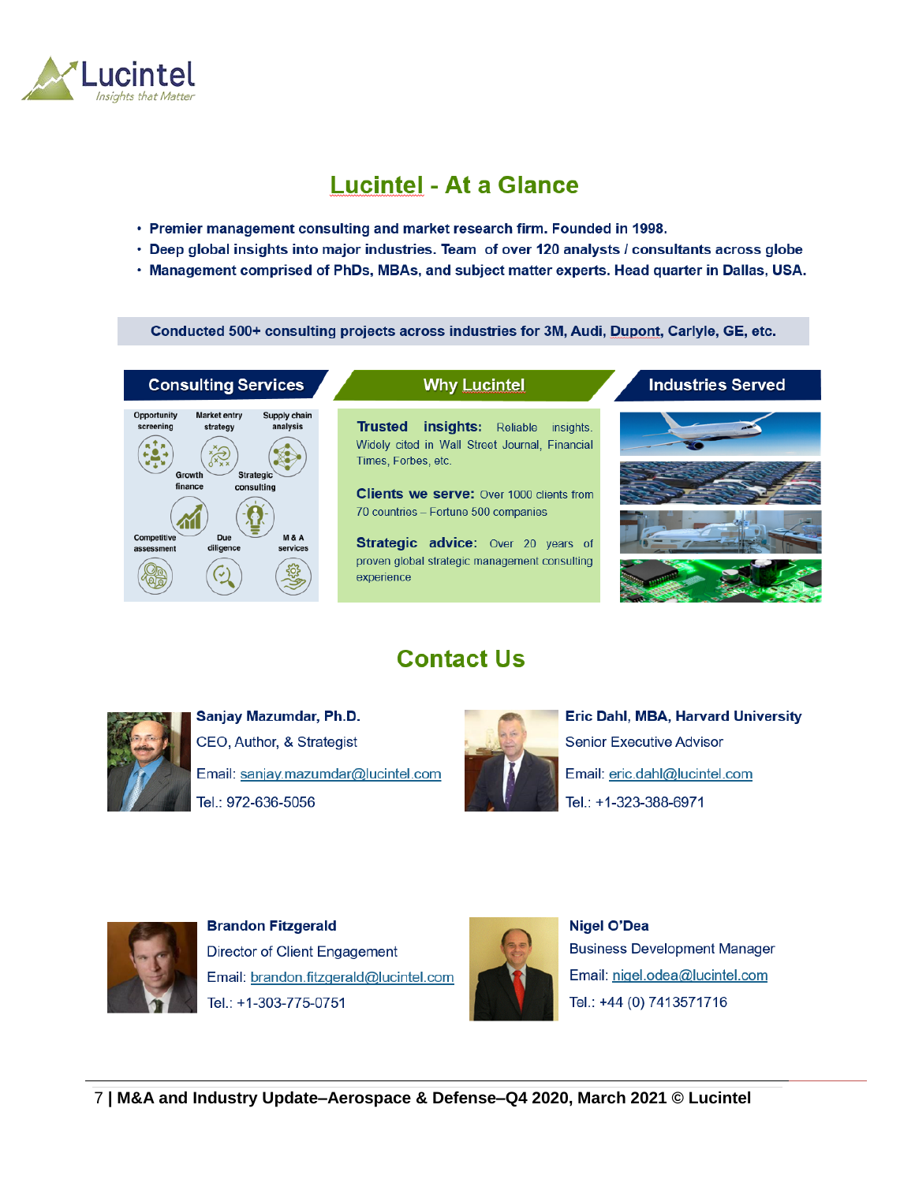# Lucintel - At a Glance

- Premier management consulting and market research firm. Founded in 1998.
- Deep global insights into major industries. Team of over 120 analysts / consultants across globe
- Management comprised of PhDs, MBAs, and subject matter experts. Head quarter in Dallas, USA.

**Conducted 500+ consulting projects across industries for 3M, Audi, Dupont, Carlyle, GE, etc.**

## Consulting Services

Opportunity screening

Market entry strategy

Supply chain analysis

Growth finance

Strategic consulting

Competitive assessment

Due diligence

M & A services

## Why Lucintel

**Trusted insights:** Reliable insights. Widely cited in Wall Street Journal, Financial Times, Forbes, etc.

**Clients we serve:** Over 1000 clients from 70 countries – Fortune 500 companies

**Strategic advice:** Over 20 years of proven global strategic management consulting experience

## Industries Served

# Contact Us

**Sanjay Mazumdar, Ph.D.**
CEO, Author, & Strategist
Email: sanjay.mazumdar@lucintel.com
Tel.: 972-636-5056

**Eric Dahl, MBA, Harvard University**
Senior Executive Advisor
Email: eric.dahl@lucintel.com
Tel.: +1-323-388-6971

**Brandon Fitzgerald**
Director of Client Engagement
Email: brandon.fitzgerald@lucintel.com
Tel.: +1-303-775-0751

**Nigel O'Dea**
Business Development Manager
Email: nigel.odea@lucintel.com
Tel.: +44 (0) 7413571716